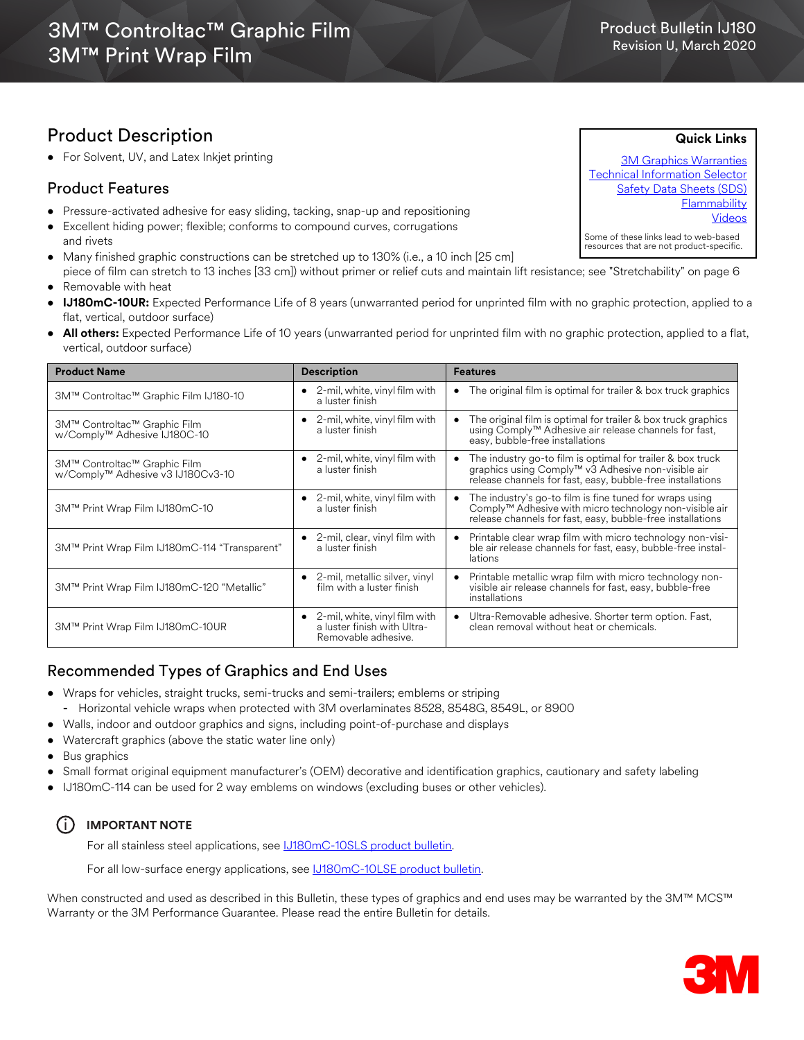# 3M™ Controltac™ Graphic Film
# 3M™ Print Wrap Film

Product Bulletin IJ180
Revision U, March 2020

**Quick Links**

3M Graphics Warranties
Technical Information Selector
Safety Data Sheets (SDS)
Flammability
Videos

Some of these links lead to web-based resources that are not product-specific.

## Product Description

- For Solvent, UV, and Latex Inkjet printing

## Product Features

- Pressure-activated adhesive for easy sliding, tacking, snap-up and repositioning
- Excellent hiding power; flexible; conforms to compound curves, corrugations and rivets
- Many finished graphic constructions can be stretched up to 130% (i.e., a 10 inch [25 cm] piece of film can stretch to 13 inches [33 cm]) without primer or relief cuts and maintain lift resistance; see "Stretchability" on page 6
- Removable with heat
- **IJ180mC-10UR:** Expected Performance Life of 8 years (unwarranted period for unprinted film with no graphic protection, applied to a flat, vertical, outdoor surface)
- **All others:** Expected Performance Life of 10 years (unwarranted period for unprinted film with no graphic protection, applied to a flat, vertical, outdoor surface)

| Product Name | Description | Features |
|---|---|---|
| 3M™ Controltac™ Graphic Film IJ180-10 | • 2-mil, white, vinyl film with a luster finish | • The original film is optimal for trailer & box truck graphics |
| 3M™ Controltac™ Graphic Film w/Comply™ Adhesive IJ180C-10 | • 2-mil, white, vinyl film with a luster finish | • The original film is optimal for trailer & box truck graphics using Comply™ Adhesive air release channels for fast, easy, bubble-free installations |
| 3M™ Controltac™ Graphic Film w/Comply™ Adhesive v3 IJ180Cv3-10 | • 2-mil, white, vinyl film with a luster finish | • The industry go-to film is optimal for trailer & box truck graphics using Comply™ v3 Adhesive non-visible air release channels for fast, easy, bubble-free installations |
| 3M™ Print Wrap Film IJ180mC-10 | • 2-mil, white, vinyl film with a luster finish | • The industry's go-to film is fine tuned for wraps using Comply™ Adhesive with micro technology non-visible air release channels for fast, easy, bubble-free installations |
| 3M™ Print Wrap Film IJ180mC-114 "Transparent" | • 2-mil, clear, vinyl film with a luster finish | • Printable clear wrap film with micro technology non-visible air release channels for fast, easy, bubble-free installations |
| 3M™ Print Wrap Film IJ180mC-120 "Metallic" | • 2-mil, metallic silver, vinyl film with a luster finish | • Printable metallic wrap film with micro technology non-visible air release channels for fast, easy, bubble-free installations |
| 3M™ Print Wrap Film IJ180mC-10UR | • 2-mil, white, vinyl film with a luster finish with Ultra-Removable adhesive. | • Ultra-Removable adhesive. Shorter term option. Fast, clean removal without heat or chemicals. |

## Recommended Types of Graphics and End Uses

- Wraps for vehicles, straight trucks, semi-trucks and semi-trailers; emblems or striping
  - Horizontal vehicle wraps when protected with 3M overlaminates 8528, 8548G, 8549L, or 8900
- Walls, indoor and outdoor graphics and signs, including point-of-purchase and displays
- Watercraft graphics (above the static water line only)
- Bus graphics
- Small format original equipment manufacturer's (OEM) decorative and identification graphics, cautionary and safety labeling
- IJ180mC-114 can be used for 2 way emblems on windows (excluding buses or other vehicles).

**IMPORTANT NOTE**

For all stainless steel applications, see IJ180mC-10SLS product bulletin.

For all low-surface energy applications, see IJ180mC-10LSE product bulletin.

When constructed and used as described in this Bulletin, these types of graphics and end uses may be warranted by the 3M™ MCS™ Warranty or the 3M Performance Guarantee. Please read the entire Bulletin for details.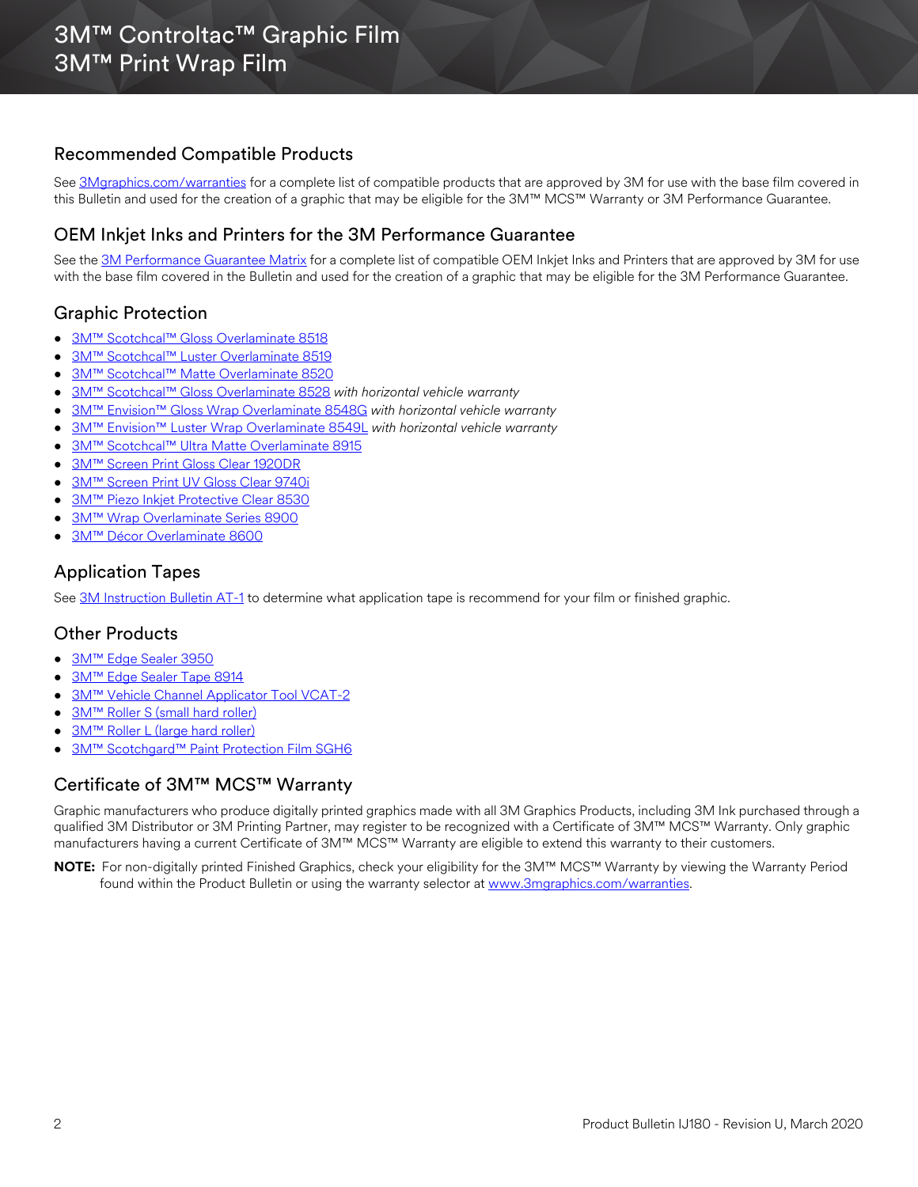# 3M™ Controltac™ Graphic Film
# 3M™ Print Wrap Film

## Recommended Compatible Products

See 3Mgraphics.com/warranties for a complete list of compatible products that are approved by 3M for use with the base film covered in this Bulletin and used for the creation of a graphic that may be eligible for the 3M™ MCS™ Warranty or 3M Performance Guarantee.

## OEM Inkjet Inks and Printers for the 3M Performance Guarantee

See the 3M Performance Guarantee Matrix for a complete list of compatible OEM Inkjet Inks and Printers that are approved by 3M for use with the base film covered in the Bulletin and used for the creation of a graphic that may be eligible for the 3M Performance Guarantee.

## Graphic Protection

- 3M™ Scotchcal™ Gloss Overlaminate 8518
- 3M™ Scotchcal™ Luster Overlaminate 8519
- 3M™ Scotchcal™ Matte Overlaminate 8520
- 3M™ Scotchcal™ Gloss Overlaminate 8528 *with horizontal vehicle warranty*
- 3M™ Envision™ Gloss Wrap Overlaminate 8548G *with horizontal vehicle warranty*
- 3M™ Envision™ Luster Wrap Overlaminate 8549L *with horizontal vehicle warranty*
- 3M™ Scotchcal™ Ultra Matte Overlaminate 8915
- 3M™ Screen Print Gloss Clear 1920DR
- 3M™ Screen Print UV Gloss Clear 9740i
- 3M™ Piezo Inkjet Protective Clear 8530
- 3M™ Wrap Overlaminate Series 8900
- 3M™ Décor Overlaminate 8600

## Application Tapes

See 3M Instruction Bulletin AT-1 to determine what application tape is recommend for your film or finished graphic.

## Other Products

- 3M™ Edge Sealer 3950
- 3M™ Edge Sealer Tape 8914
- 3M™ Vehicle Channel Applicator Tool VCAT-2
- 3M™ Roller S (small hard roller)
- 3M™ Roller L (large hard roller)
- 3M™ Scotchgard™ Paint Protection Film SGH6

## Certificate of 3M™ MCS™ Warranty

Graphic manufacturers who produce digitally printed graphics made with all 3M Graphics Products, including 3M Ink purchased through a qualified 3M Distributor or 3M Printing Partner, may register to be recognized with a Certificate of 3M™ MCS™ Warranty. Only graphic manufacturers having a current Certificate of 3M™ MCS™ Warranty are eligible to extend this warranty to their customers.

**NOTE:** For non-digitally printed Finished Graphics, check your eligibility for the 3M™ MCS™ Warranty by viewing the Warranty Period found within the Product Bulletin or using the warranty selector at www.3mgraphics.com/warranties.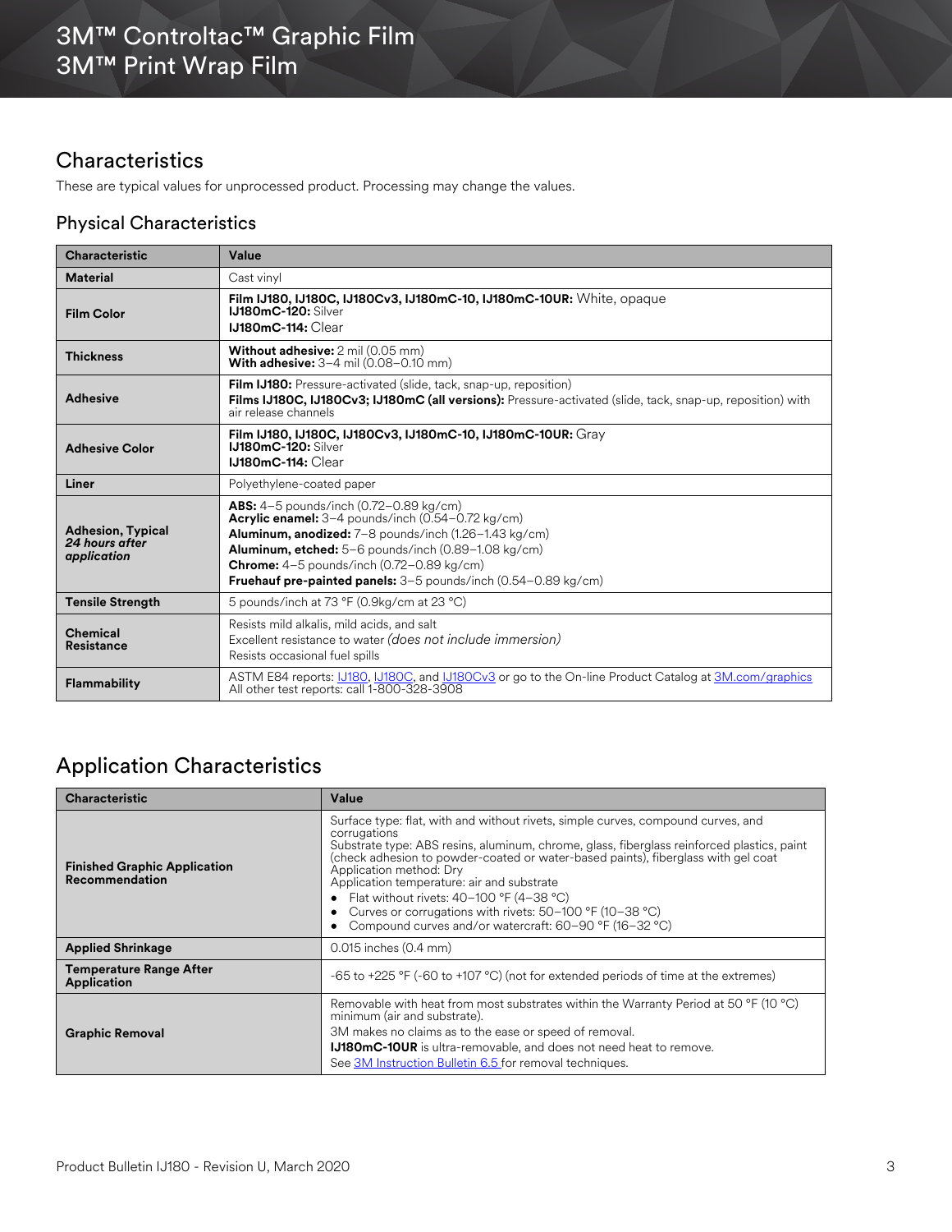# 3M™ Controltac™ Graphic Film
# 3M™ Print Wrap Film

## Characteristics

These are typical values for unprocessed product. Processing may change the values.

### Physical Characteristics

| Characteristic | Value |
|---|---|
| **Material** | Cast vinyl |
| **Film Color** | **Film IJ180, IJ180C, IJ180Cv3, IJ180mC-10, IJ180mC-10UR:** White, opaque<br>**IJ180mC-120:** Silver<br>**IJ180mC-114:** Clear |
| **Thickness** | **Without adhesive:** 2 mil (0.05 mm)<br>**With adhesive:** 3–4 mil (0.08–0.10 mm) |
| **Adhesive** | **Film IJ180:** Pressure-activated (slide, tack, snap-up, reposition)<br>**Films IJ180C, IJ180Cv3; IJ180mC (all versions):** Pressure-activated (slide, tack, snap-up, reposition) with air release channels |
| **Adhesive Color** | **Film IJ180, IJ180C, IJ180Cv3, IJ180mC-10, IJ180mC-10UR:** Gray<br>**IJ180mC-120:** Silver<br>**IJ180mC-114:** Clear |
| **Liner** | Polyethylene-coated paper |
| **Adhesion, Typical** ***24 hours after application*** | **ABS:** 4–5 pounds/inch (0.72–0.89 kg/cm)<br>**Acrylic enamel:** 3–4 pounds/inch (0.54–0.72 kg/cm)<br>**Aluminum, anodized:** 7–8 pounds/inch (1.26–1.43 kg/cm)<br>**Aluminum, etched:** 5–6 pounds/inch (0.89–1.08 kg/cm)<br>**Chrome:** 4–5 pounds/inch (0.72–0.89 kg/cm)<br>**Fruehauf pre-painted panels:** 3–5 pounds/inch (0.54–0.89 kg/cm) |
| **Tensile Strength** | 5 pounds/inch at 73 °F (0.9kg/cm at 23 °C) |
| **Chemical Resistance** | Resists mild alkalis, mild acids, and salt<br>Excellent resistance to water *(does not include immersion)*<br>Resists occasional fuel spills |
| **Flammability** | ASTM E84 reports: IJ180, IJ180C, and IJ180Cv3 or go to the On-line Product Catalog at 3M.com/graphics<br>All other test reports: call 1-800-328-3908 |

## Application Characteristics

| Characteristic | Value |
|---|---|
| **Finished Graphic Application Recommendation** | Surface type: flat, with and without rivets, simple curves, compound curves, and corrugations<br>Substrate type: ABS resins, aluminum, chrome, glass, fiberglass reinforced plastics, paint (check adhesion to powder-coated or water-based paints), fiberglass with gel coat<br>Application method: Dry<br>Application temperature: air and substrate<br>• Flat without rivets: 40–100 °F (4–38 °C)<br>• Curves or corrugations with rivets: 50–100 °F (10–38 °C)<br>• Compound curves and/or watercraft: 60–90 °F (16–32 °C) |
| **Applied Shrinkage** | 0.015 inches (0.4 mm) |
| **Temperature Range After Application** | -65 to +225 °F (-60 to +107 °C) (not for extended periods of time at the extremes) |
| **Graphic Removal** | Removable with heat from most substrates within the Warranty Period at 50 °F (10 °C) minimum (air and substrate).<br>3M makes no claims as to the ease or speed of removal.<br>**IJ180mC-10UR** is ultra-removable, and does not need heat to remove.<br>See 3M Instruction Bulletin 6.5 for removal techniques. |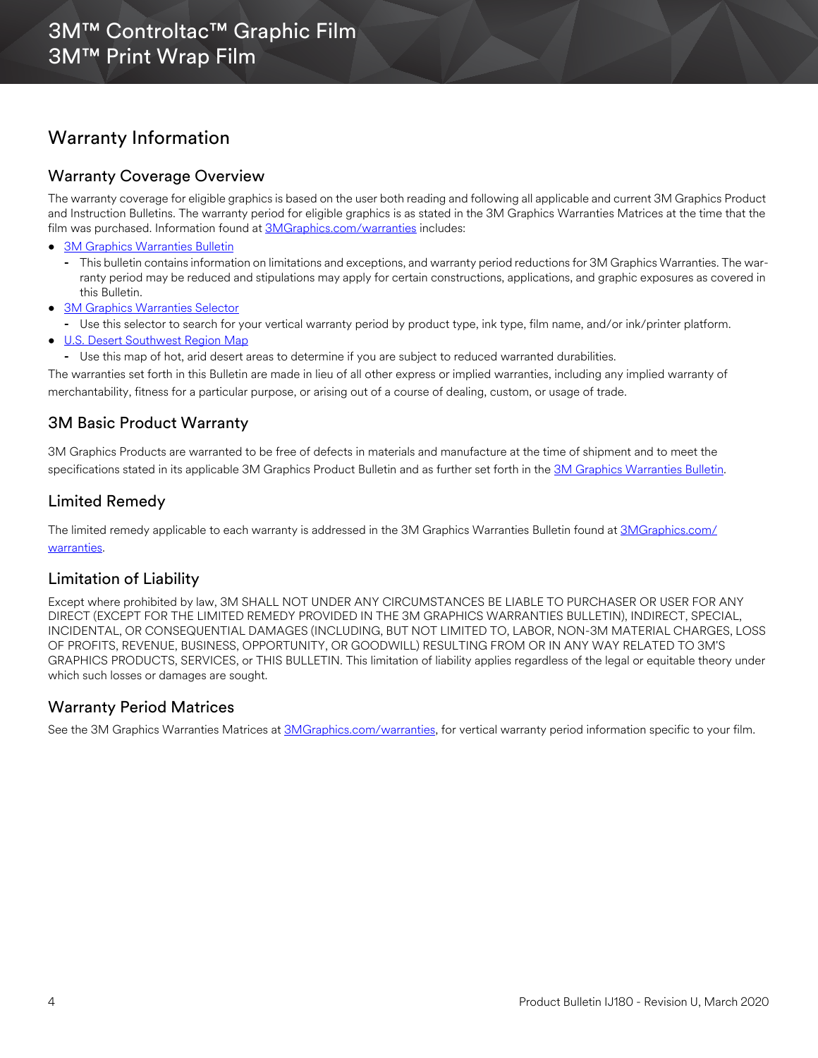# Warranty Information

## Warranty Coverage Overview

The warranty coverage for eligible graphics is based on the user both reading and following all applicable and current 3M Graphics Product and Instruction Bulletins. The warranty period for eligible graphics is as stated in the 3M Graphics Warranties Matrices at the time that the film was purchased. Information found at 3MGraphics.com/warranties includes:

- 3M Graphics Warranties Bulletin
  - This bulletin contains information on limitations and exceptions, and warranty period reductions for 3M Graphics Warranties. The warranty period may be reduced and stipulations may apply for certain constructions, applications, and graphic exposures as covered in this Bulletin.
- 3M Graphics Warranties Selector
  - Use this selector to search for your vertical warranty period by product type, ink type, film name, and/or ink/printer platform.
- U.S. Desert Southwest Region Map
  - Use this map of hot, arid desert areas to determine if you are subject to reduced warranted durabilities.

The warranties set forth in this Bulletin are made in lieu of all other express or implied warranties, including any implied warranty of merchantability, fitness for a particular purpose, or arising out of a course of dealing, custom, or usage of trade.

## 3M Basic Product Warranty

3M Graphics Products are warranted to be free of defects in materials and manufacture at the time of shipment and to meet the specifications stated in its applicable 3M Graphics Product Bulletin and as further set forth in the 3M Graphics Warranties Bulletin.

## Limited Remedy

The limited remedy applicable to each warranty is addressed in the 3M Graphics Warranties Bulletin found at 3MGraphics.com/warranties.

## Limitation of Liability

Except where prohibited by law, 3M SHALL NOT UNDER ANY CIRCUMSTANCES BE LIABLE TO PURCHASER OR USER FOR ANY DIRECT (EXCEPT FOR THE LIMITED REMEDY PROVIDED IN THE 3M GRAPHICS WARRANTIES BULLETIN), INDIRECT, SPECIAL, INCIDENTAL, OR CONSEQUENTIAL DAMAGES (INCLUDING, BUT NOT LIMITED TO, LABOR, NON-3M MATERIAL CHARGES, LOSS OF PROFITS, REVENUE, BUSINESS, OPPORTUNITY, OR GOODWILL) RESULTING FROM OR IN ANY WAY RELATED TO 3M'S GRAPHICS PRODUCTS, SERVICES, or THIS BULLETIN. This limitation of liability applies regardless of the legal or equitable theory under which such losses or damages are sought.

## Warranty Period Matrices

See the 3M Graphics Warranties Matrices at 3MGraphics.com/warranties, for vertical warranty period information specific to your film.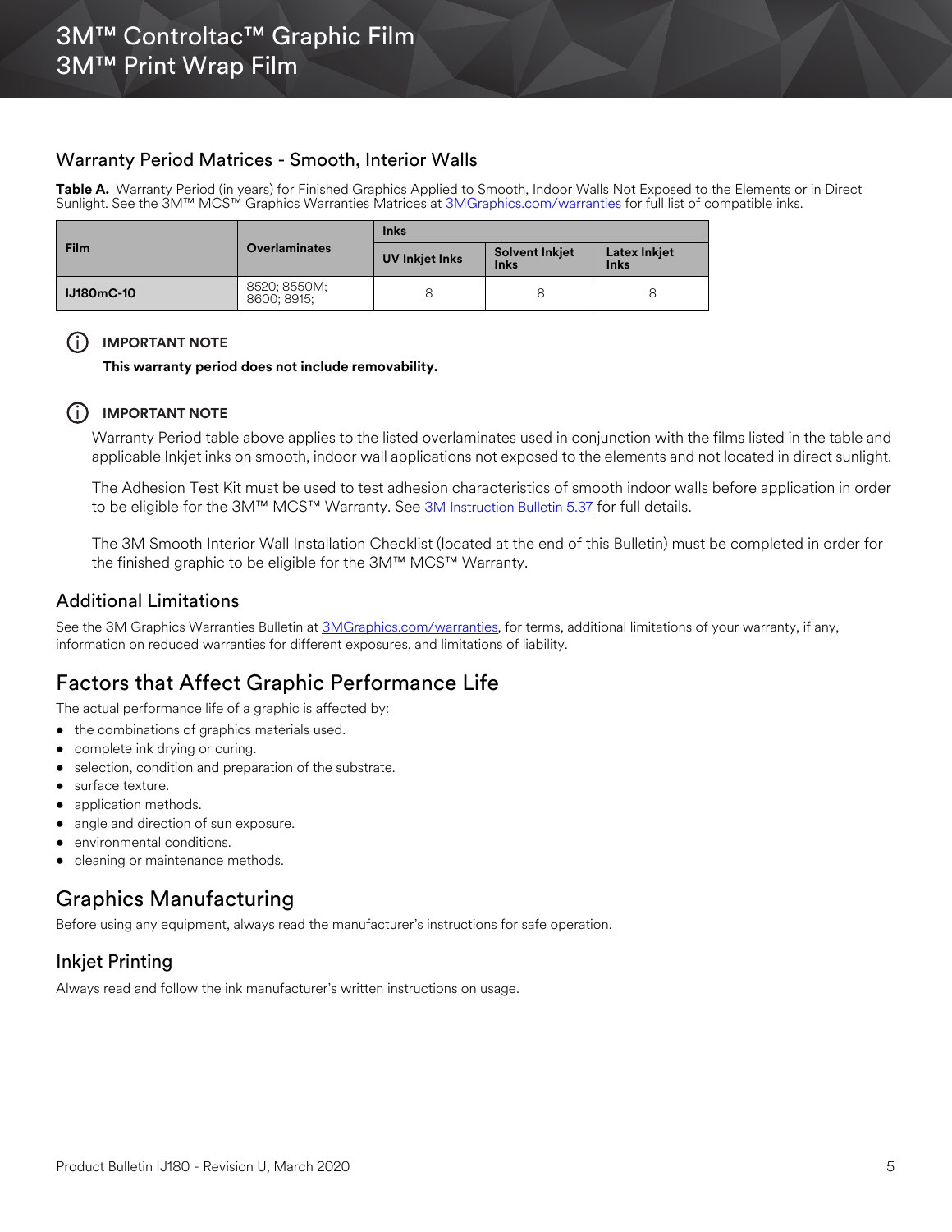## Warranty Period Matrices - Smooth, Interior Walls

**Table A.** Warranty Period (in years) for Finished Graphics Applied to Smooth, Indoor Walls Not Exposed to the Elements or in Direct Sunlight. See the 3M™ MCS™ Graphics Warranties Matrices at 3MGraphics.com/warranties for full list of compatible inks.

| Film | Overlaminates | Inks | | |
|---|---|---|---|---|
| | | UV Inkjet Inks | Solvent Inkjet Inks | Latex Inkjet Inks |
| **IJ180mC-10** | 8520; 8550M; 8600; 8915; | 8 | 8 | 8 |

> **IMPORTANT NOTE**
>
> **This warranty period does not include removability.**

> **IMPORTANT NOTE**
>
> Warranty Period table above applies to the listed overlaminates used in conjunction with the films listed in the table and applicable Inkjet inks on smooth, indoor wall applications not exposed to the elements and not located in direct sunlight.
>
> The Adhesion Test Kit must be used to test adhesion characteristics of smooth indoor walls before application in order to be eligible for the 3M™ MCS™ Warranty. See 3M Instruction Bulletin 5.37 for full details.
>
> The 3M Smooth Interior Wall Installation Checklist (located at the end of this Bulletin) must be completed in order for the finished graphic to be eligible for the 3M™ MCS™ Warranty.

### Additional Limitations

See the 3M Graphics Warranties Bulletin at 3MGraphics.com/warranties, for terms, additional limitations of your warranty, if any, information on reduced warranties for different exposures, and limitations of liability.

## Factors that Affect Graphic Performance Life

The actual performance life of a graphic is affected by:

- the combinations of graphics materials used.
- complete ink drying or curing.
- selection, condition and preparation of the substrate.
- surface texture.
- application methods.
- angle and direction of sun exposure.
- environmental conditions.
- cleaning or maintenance methods.

## Graphics Manufacturing

Before using any equipment, always read the manufacturer's instructions for safe operation.

### Inkjet Printing

Always read and follow the ink manufacturer's written instructions on usage.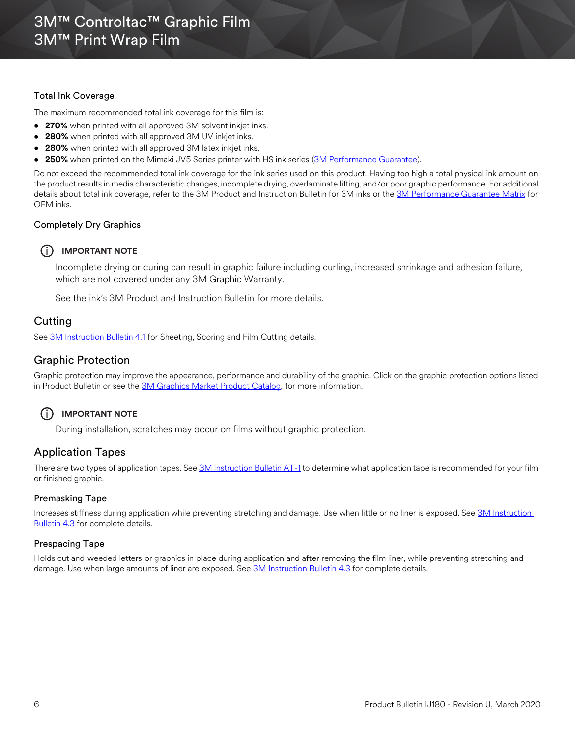### Total Ink Coverage

The maximum recommended total ink coverage for this film is:

- **270%** when printed with all approved 3M solvent inkjet inks.
- **280%** when printed with all approved 3M UV inkjet inks.
- **280%** when printed with all approved 3M latex inkjet inks.
- **250%** when printed on the Mimaki JV5 Series printer with HS ink series (3M Performance Guarantee).

Do not exceed the recommended total ink coverage for the ink series used on this product. Having too high a total physical ink amount on the product results in media characteristic changes, incomplete drying, overlaminate lifting, and/or poor graphic performance. For additional details about total ink coverage, refer to the 3M Product and Instruction Bulletin for 3M inks or the 3M Performance Guarantee Matrix for OEM inks.

### Completely Dry Graphics

**IMPORTANT NOTE**

Incomplete drying or curing can result in graphic failure including curling, increased shrinkage and adhesion failure, which are not covered under any 3M Graphic Warranty.

See the ink's 3M Product and Instruction Bulletin for more details.

## Cutting

See 3M Instruction Bulletin 4.1 for Sheeting, Scoring and Film Cutting details.

## Graphic Protection

Graphic protection may improve the appearance, performance and durability of the graphic. Click on the graphic protection options listed in Product Bulletin or see the 3M Graphics Market Product Catalog, for more information.

**IMPORTANT NOTE**

During installation, scratches may occur on films without graphic protection.

## Application Tapes

There are two types of application tapes. See 3M Instruction Bulletin AT-1 to determine what application tape is recommended for your film or finished graphic.

### Premasking Tape

Increases stiffness during application while preventing stretching and damage. Use when little or no liner is exposed. See 3M Instruction Bulletin 4.3 for complete details.

### Prespacing Tape

Holds cut and weeded letters or graphics in place during application and after removing the film liner, while preventing stretching and damage. Use when large amounts of liner are exposed. See 3M Instruction Bulletin 4.3 for complete details.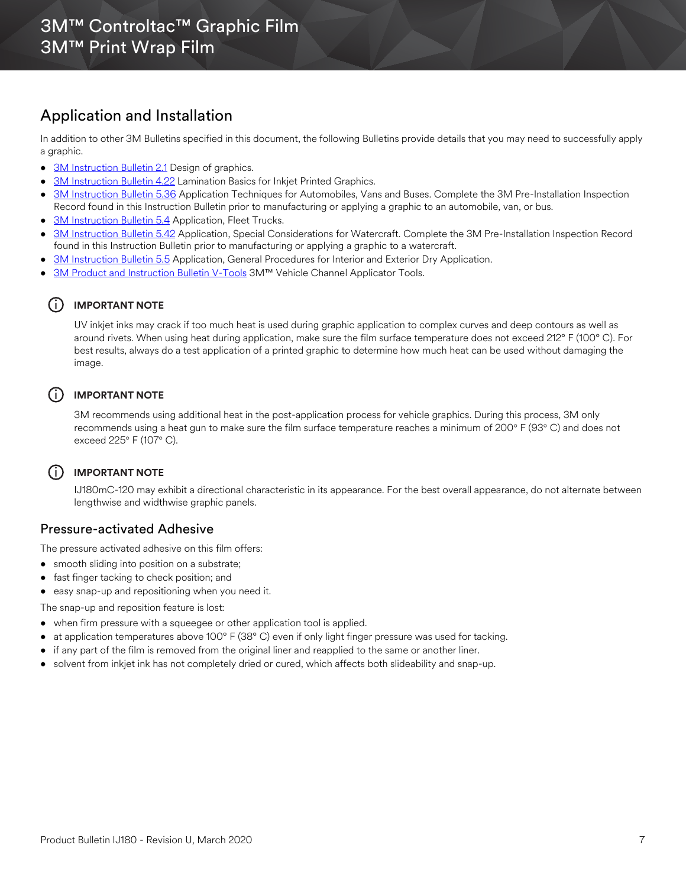## Application and Installation

In addition to other 3M Bulletins specified in this document, the following Bulletins provide details that you may need to successfully apply a graphic.

- 3M Instruction Bulletin 2.1 Design of graphics.
- 3M Instruction Bulletin 4.22 Lamination Basics for Inkjet Printed Graphics.
- 3M Instruction Bulletin 5.36 Application Techniques for Automobiles, Vans and Buses. Complete the 3M Pre-Installation Inspection Record found in this Instruction Bulletin prior to manufacturing or applying a graphic to an automobile, van, or bus.
- 3M Instruction Bulletin 5.4 Application, Fleet Trucks.
- 3M Instruction Bulletin 5.42 Application, Special Considerations for Watercraft. Complete the 3M Pre-Installation Inspection Record found in this Instruction Bulletin prior to manufacturing or applying a graphic to a watercraft.
- 3M Instruction Bulletin 5.5 Application, General Procedures for Interior and Exterior Dry Application.
- 3M Product and Instruction Bulletin V-Tools 3M™ Vehicle Channel Applicator Tools.

**IMPORTANT NOTE**

UV inkjet inks may crack if too much heat is used during graphic application to complex curves and deep contours as well as around rivets. When using heat during application, make sure the film surface temperature does not exceed 212° F (100° C). For best results, always do a test application of a printed graphic to determine how much heat can be used without damaging the image.

**IMPORTANT NOTE**

3M recommends using additional heat in the post-application process for vehicle graphics. During this process, 3M only recommends using a heat gun to make sure the film surface temperature reaches a minimum of 200° F (93° C) and does not exceed 225° F (107° C).

**IMPORTANT NOTE**

IJ180mC-120 may exhibit a directional characteristic in its appearance. For the best overall appearance, do not alternate between lengthwise and widthwise graphic panels.

### Pressure-activated Adhesive

The pressure activated adhesive on this film offers:

- smooth sliding into position on a substrate;
- fast finger tacking to check position; and
- easy snap-up and repositioning when you need it.

The snap-up and reposition feature is lost:

- when firm pressure with a squeegee or other application tool is applied.
- at application temperatures above 100° F (38° C) even if only light finger pressure was used for tacking.
- if any part of the film is removed from the original liner and reapplied to the same or another liner.
- solvent from inkjet ink has not completely dried or cured, which affects both slideability and snap-up.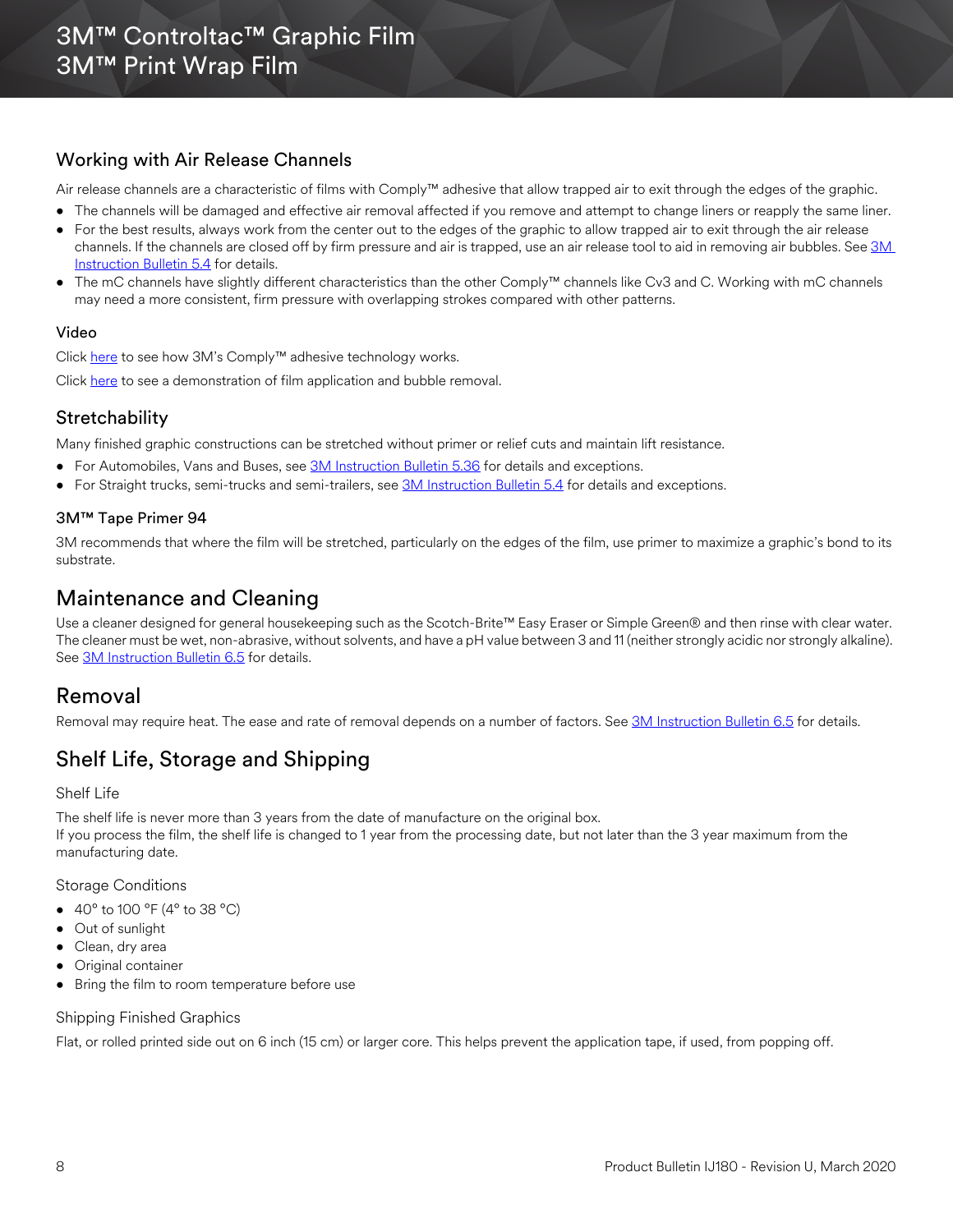## Working with Air Release Channels

Air release channels are a characteristic of films with Comply™ adhesive that allow trapped air to exit through the edges of the graphic.

- The channels will be damaged and effective air removal affected if you remove and attempt to change liners or reapply the same liner.
- For the best results, always work from the center out to the edges of the graphic to allow trapped air to exit through the air release channels. If the channels are closed off by firm pressure and air is trapped, use an air release tool to aid in removing air bubbles. See 3M Instruction Bulletin 5.4 for details.
- The mC channels have slightly different characteristics than the other Comply™ channels like Cv3 and C. Working with mC channels may need a more consistent, firm pressure with overlapping strokes compared with other patterns.

### Video

Click here to see how 3M's Comply™ adhesive technology works.

Click here to see a demonstration of film application and bubble removal.

## Stretchability

Many finished graphic constructions can be stretched without primer or relief cuts and maintain lift resistance.

- For Automobiles, Vans and Buses, see 3M Instruction Bulletin 5.36 for details and exceptions.
- For Straight trucks, semi-trucks and semi-trailers, see 3M Instruction Bulletin 5.4 for details and exceptions.

### 3M™ Tape Primer 94

3M recommends that where the film will be stretched, particularly on the edges of the film, use primer to maximize a graphic's bond to its substrate.

# Maintenance and Cleaning

Use a cleaner designed for general housekeeping such as the Scotch-Brite™ Easy Eraser or Simple Green® and then rinse with clear water. The cleaner must be wet, non-abrasive, without solvents, and have a pH value between 3 and 11 (neither strongly acidic nor strongly alkaline). See 3M Instruction Bulletin 6.5 for details.

# Removal

Removal may require heat. The ease and rate of removal depends on a number of factors. See 3M Instruction Bulletin 6.5 for details.

# Shelf Life, Storage and Shipping

### Shelf Life

The shelf life is never more than 3 years from the date of manufacture on the original box.
If you process the film, the shelf life is changed to 1 year from the processing date, but not later than the 3 year maximum from the manufacturing date.

### Storage Conditions

- 40° to 100 °F (4° to 38 °C)
- Out of sunlight
- Clean, dry area
- Original container
- Bring the film to room temperature before use

### Shipping Finished Graphics

Flat, or rolled printed side out on 6 inch (15 cm) or larger core. This helps prevent the application tape, if used, from popping off.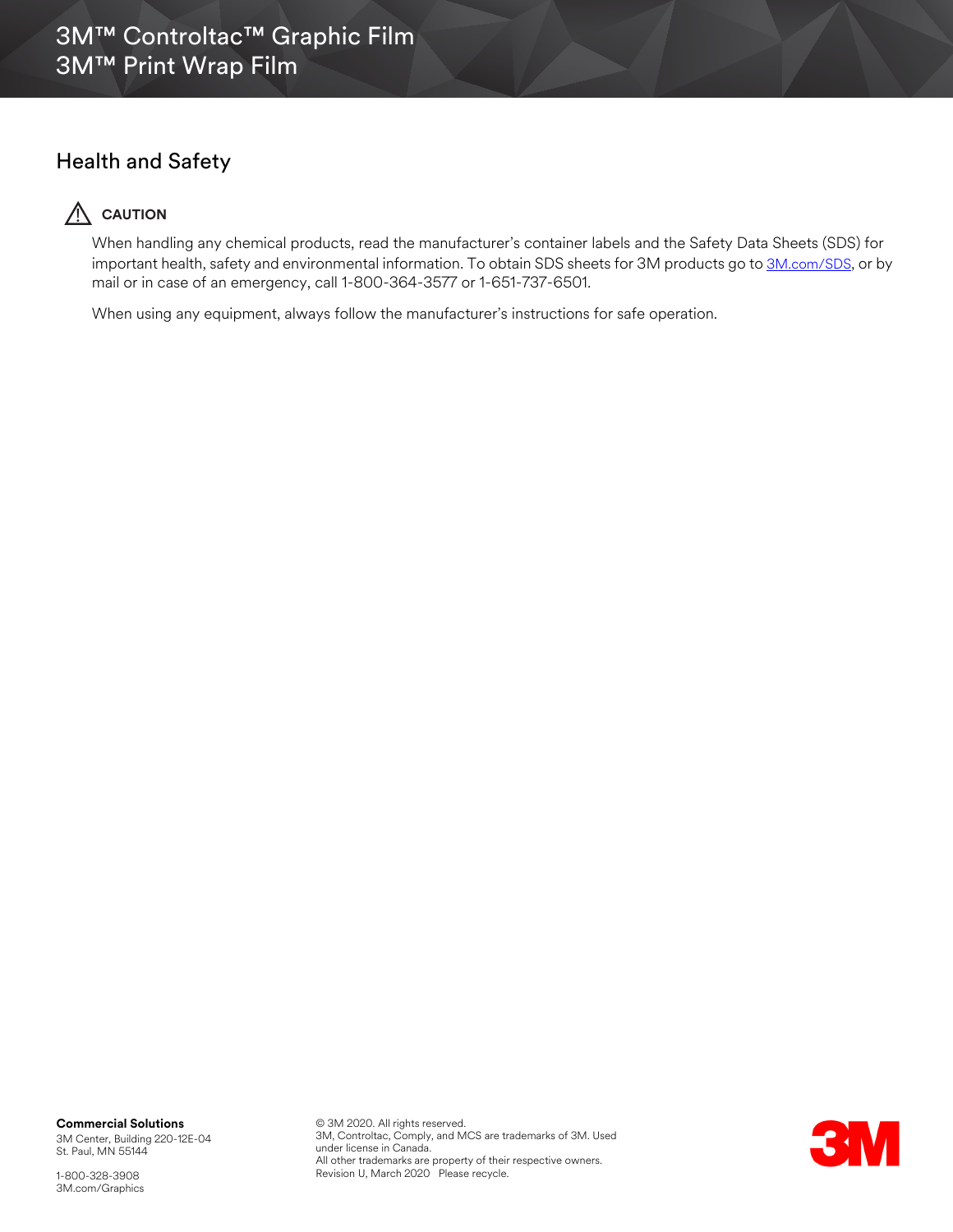## Health and Safety

⚠ **CAUTION**

When handling any chemical products, read the manufacturer's container labels and the Safety Data Sheets (SDS) for important health, safety and environmental information. To obtain SDS sheets for 3M products go to 3M.com/SDS, or by mail or in case of an emergency, call 1-800-364-3577 or 1-651-737-6501.

When using any equipment, always follow the manufacturer's instructions for safe operation.

**Commercial Solutions**
3M Center, Building 220-12E-04
St. Paul, MN 55144

1-800-328-3908
3M.com/Graphics

© 3M 2020. All rights reserved.
3M, Controltac, Comply, and MCS are trademarks of 3M. Used under license in Canada.
All other trademarks are property of their respective owners.
Revision U, March 2020 Please recycle.